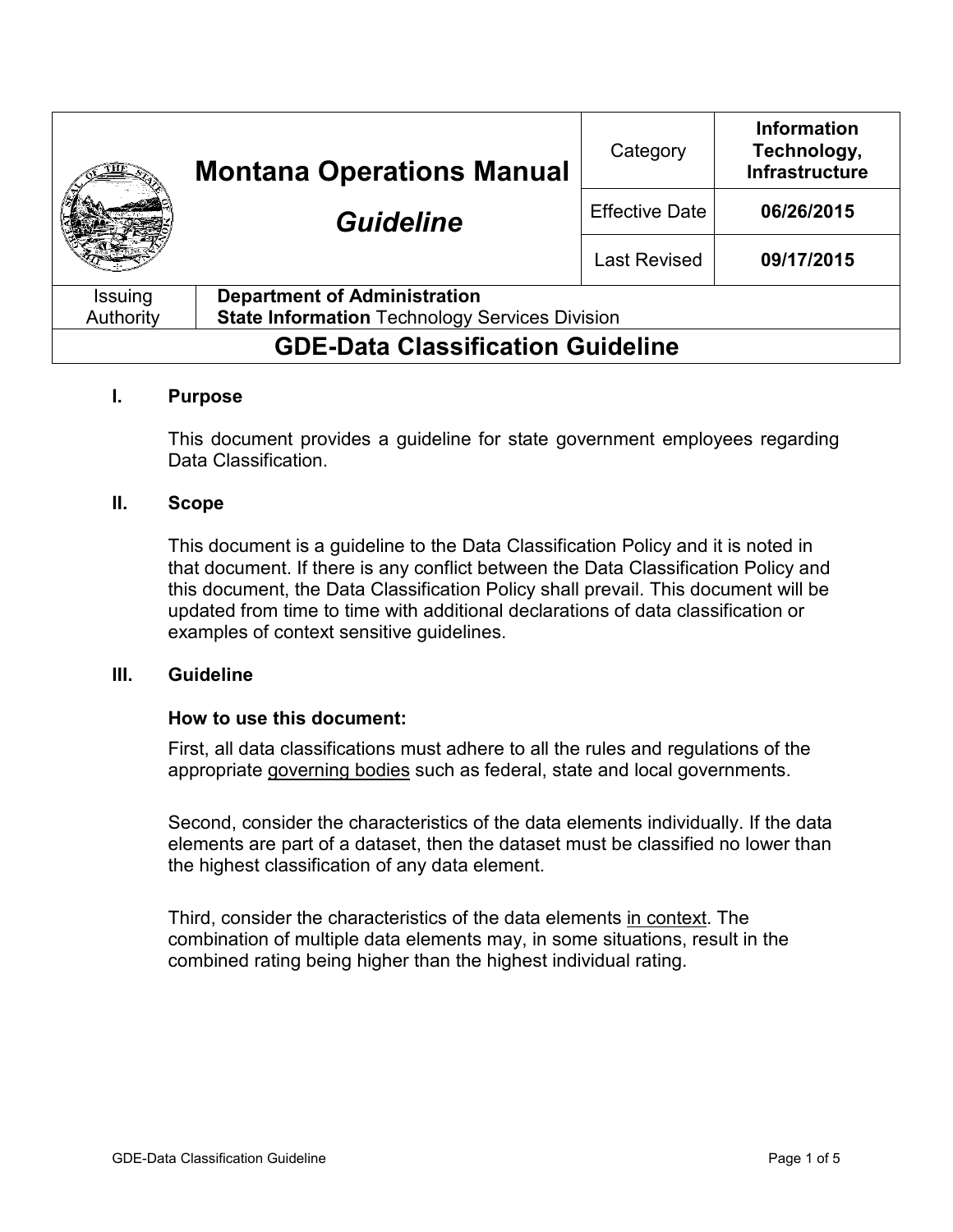| Montana Operations Manual *Guideline* | Category | **Information Technology, Infrastructure** |
|---|---|---|
| | Effective Date | **06/26/2015** |
| | Last Revised | **09/17/2015** |

| Issuing Authority | **Department of Administration** **State Information** Technology Services Division |
|---|---|

# GDE-Data Classification Guideline

## I. Purpose

This document provides a guideline for state government employees regarding Data Classification.

## II. Scope

This document is a guideline to the Data Classification Policy and it is noted in that document. If there is any conflict between the Data Classification Policy and this document, the Data Classification Policy shall prevail. This document will be updated from time to time with additional declarations of data classification or examples of context sensitive guidelines.

## III. Guideline

**How to use this document:**

First, all data classifications must adhere to all the rules and regulations of the appropriate governing bodies such as federal, state and local governments.

Second, consider the characteristics of the data elements individually. If the data elements are part of a dataset, then the dataset must be classified no lower than the highest classification of any data element.

Third, consider the characteristics of the data elements in context. The combination of multiple data elements may, in some situations, result in the combined rating being higher than the highest individual rating.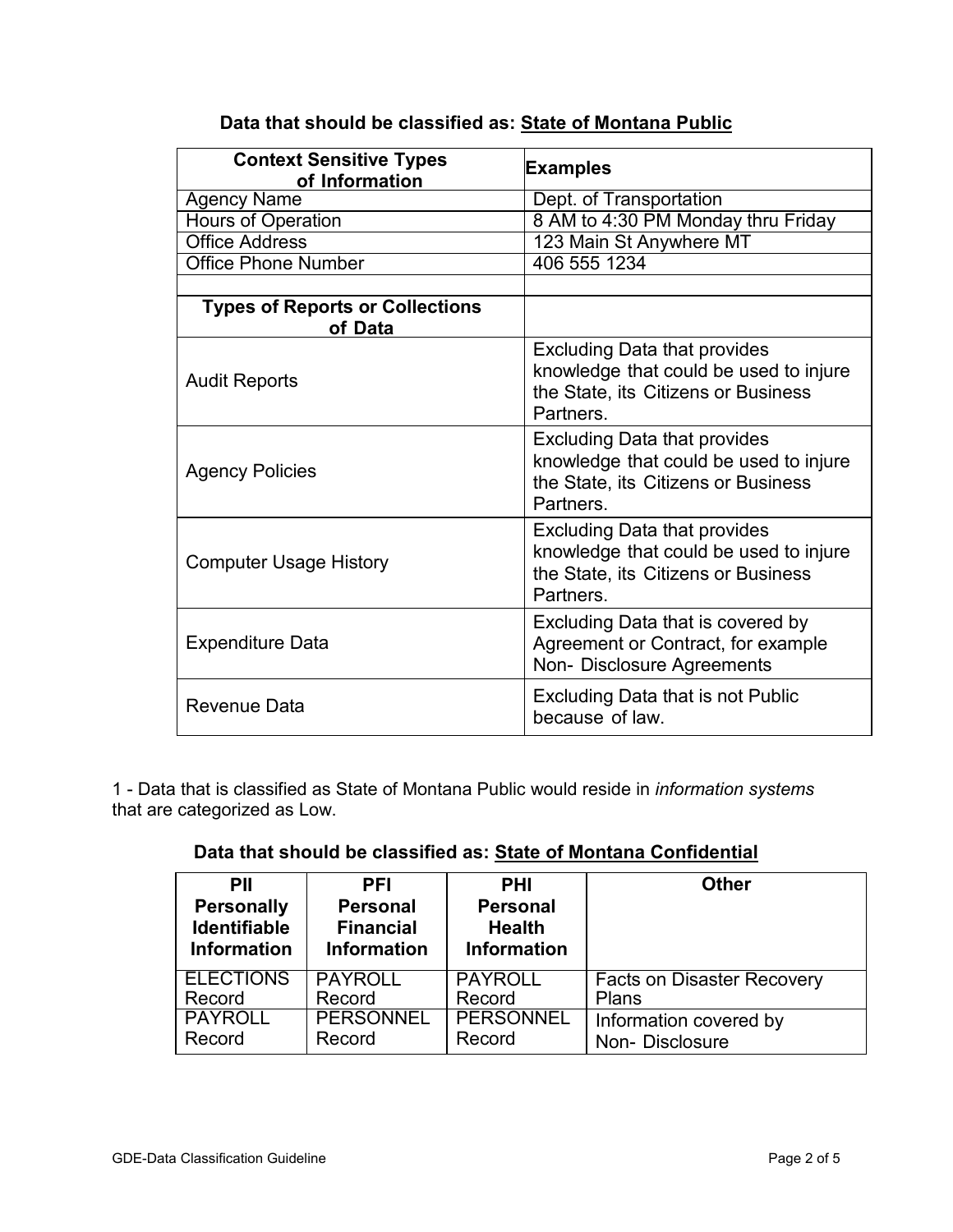**Data that should be classified as: State of Montana Public**

| Context Sensitive Types of Information | Examples |
|---|---|
| Agency Name | Dept. of Transportation |
| Hours of Operation | 8 AM to 4:30 PM Monday thru Friday |
| Office Address | 123 Main St Anywhere MT |
| Office Phone Number | 406 555 1234 |
| | |
| **Types of Reports or Collections of Data** | |
| Audit Reports | Excluding Data that provides knowledge that could be used to injure the State, its Citizens or Business Partners. |
| Agency Policies | Excluding Data that provides knowledge that could be used to injure the State, its Citizens or Business Partners. |
| Computer Usage History | Excluding Data that provides knowledge that could be used to injure the State, its Citizens or Business Partners. |
| Expenditure Data | Excluding Data that is covered by Agreement or Contract, for example Non- Disclosure Agreements |
| Revenue Data | Excluding Data that is not Public because of law. |

1 - Data that is classified as State of Montana Public would reside in *information systems* that are categorized as Low.

**Data that should be classified as: State of Montana Confidential**

| PII Personally Identifiable Information | PFI Personal Financial Information | PHI Personal Health Information | Other |
|---|---|---|---|
| ELECTIONS Record | PAYROLL Record | PAYROLL Record | Facts on Disaster Recovery Plans |
| PAYROLL Record | PERSONNEL Record | PERSONNEL Record | Information covered by Non- Disclosure |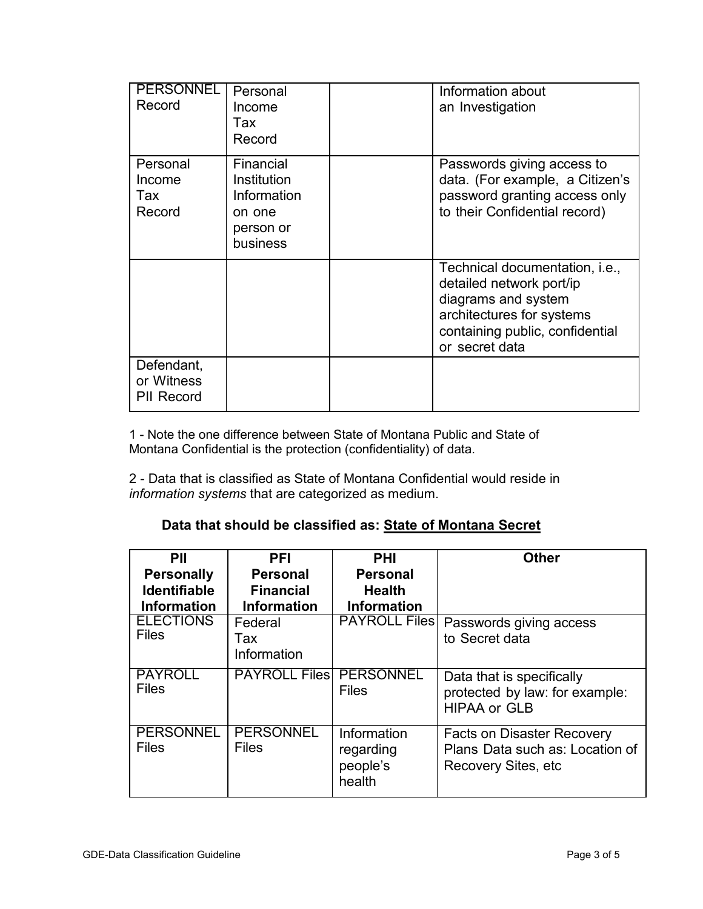| | | | |
|---|---|---|---|
| PERSONNEL Record | Personal Income Tax Record | | Information about an Investigation |
| Personal Income Tax Record | Financial Institution Information on one person or business | | Passwords giving access to data. (For example, a Citizen's password granting access only to their Confidential record) |
| | | | Technical documentation, i.e., detailed network port/ip diagrams and system architectures for systems containing public, confidential or secret data |
| Defendant, or Witness PII Record | | | |

1 - Note the one difference between State of Montana Public and State of Montana Confidential is the protection (confidentiality) of data.

2 - Data that is classified as State of Montana Confidential would reside in *information systems* that are categorized as medium.

### Data that should be classified as: <u>State of Montana Secret</u>

| PII Personally Identifiable Information | PFI Personal Financial Information | PHI Personal Health Information | Other |
|---|---|---|---|
| ELECTIONS Files | Federal Tax Information | PAYROLL Files | Passwords giving access to Secret data |
| PAYROLL Files | PAYROLL Files | PERSONNEL Files | Data that is specifically protected by law: for example: HIPAA or GLB |
| PERSONNEL Files | PERSONNEL Files | Information regarding people's health | Facts on Disaster Recovery Plans Data such as: Location of Recovery Sites, etc |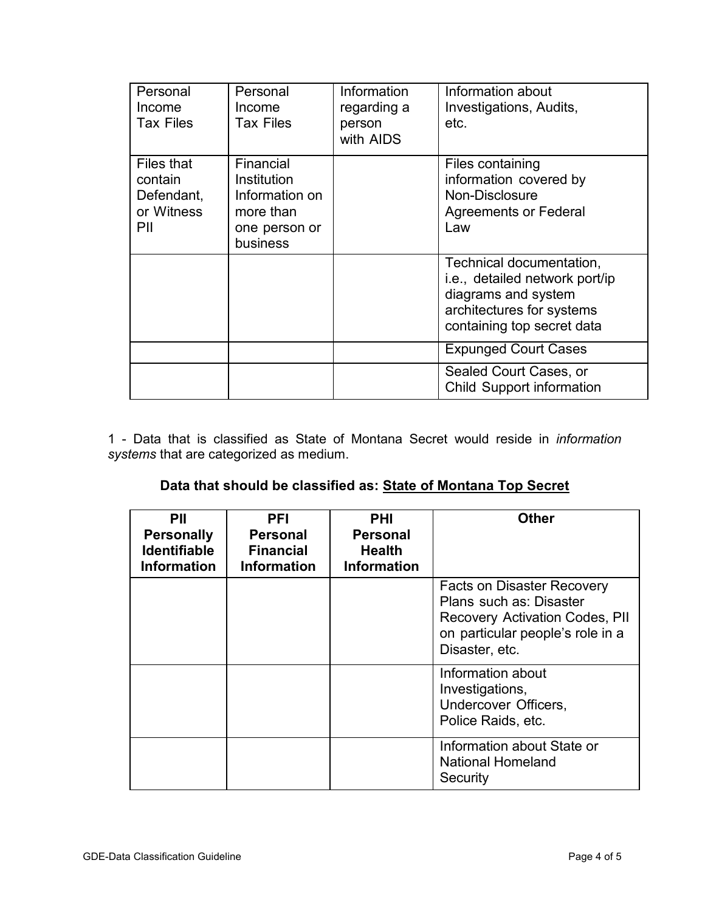| | | | |
|---|---|---|---|
| Personal Income Tax Files | Personal Income Tax Files | Information regarding a person with AIDS | Information about Investigations, Audits, etc. |
| Files that contain Defendant, or Witness PII | Financial Institution Information on more than one person or business | | Files containing information covered by Non-Disclosure Agreements or Federal Law |
| | | | Technical documentation, i.e., detailed network port/ip diagrams and system architectures for systems containing top secret data |
| | | | Expunged Court Cases |
| | | | Sealed Court Cases, or Child Support information |

1 - Data that is classified as State of Montana Secret would reside in *information systems* that are categorized as medium.

### Data that should be classified as: State of Montana Top Secret

| PII Personally Identifiable Information | PFI Personal Financial Information | PHI Personal Health Information | Other |
|---|---|---|---|
| | | | Facts on Disaster Recovery Plans such as: Disaster Recovery Activation Codes, PII on particular people's role in a Disaster, etc. |
| | | | Information about Investigations, Undercover Officers, Police Raids, etc. |
| | | | Information about State or National Homeland Security |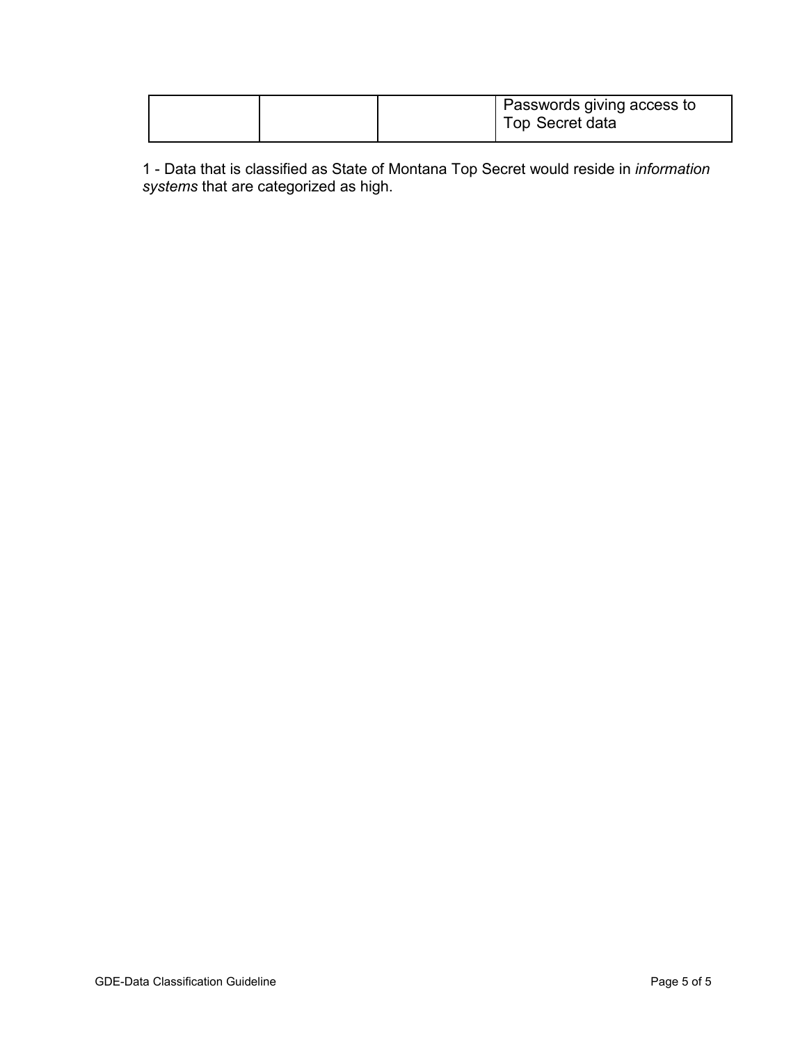| | | | |
|---|---|---|---|
| | | | Passwords giving access to Top Secret data |

1 - Data that is classified as State of Montana Top Secret would reside in *information systems* that are categorized as high.